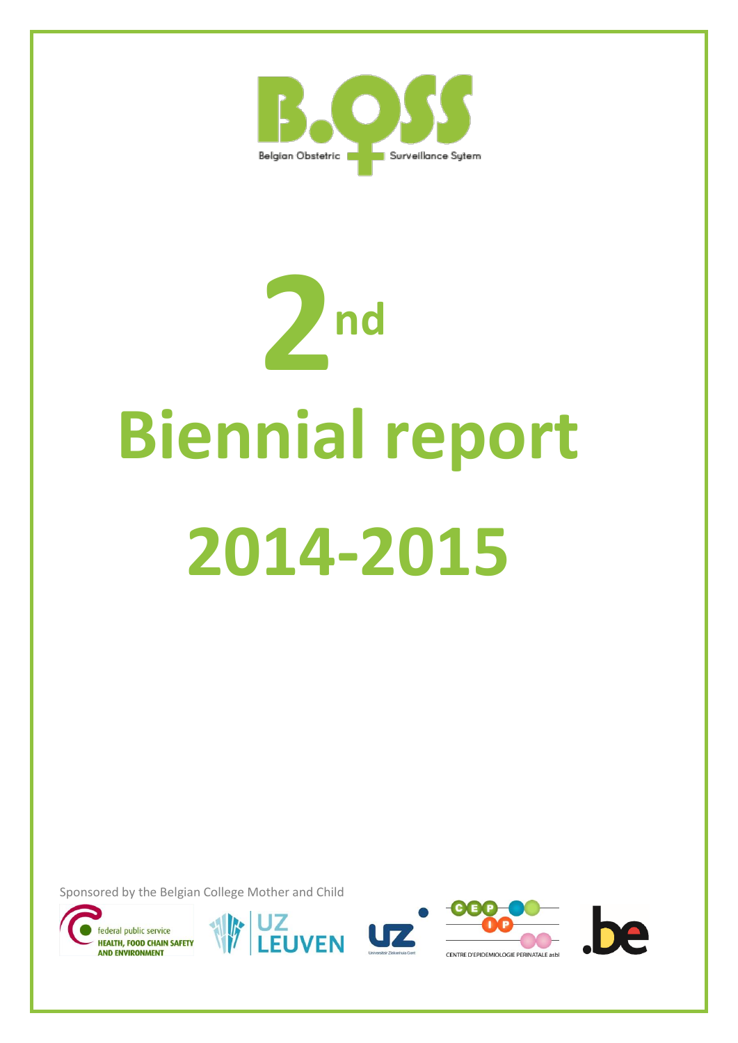B.OSS

Belgian Obstetric Surveillance Sytem

# 2nd Biennial report 2014-2015

Sponsored by the Belgian College Mother and Child

federal public service HEALTH, FOOD CHAIN SAFETY AND ENVIRONMENT

UZ LEUVEN

UZ Universitair Ziekenhuis Gent

CEP IP CENTRE D'EPIDEMIOLOGIE PERINATALE asbl

.be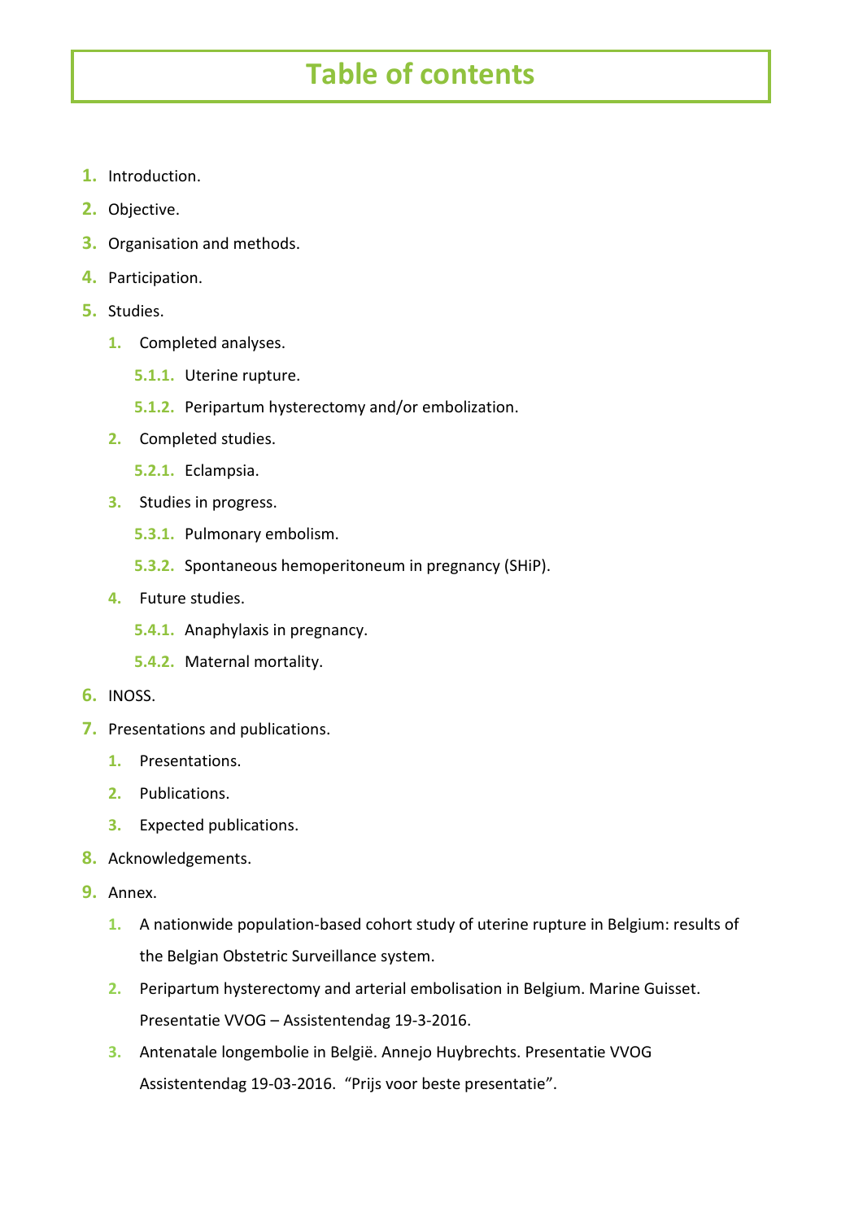# Table of contents

1. Introduction.
2. Objective.
3. Organisation and methods.
4. Participation.
5. Studies.
   1. Completed analyses.
      - 5.1.1. Uterine rupture.
      - 5.1.2. Peripartum hysterectomy and/or embolization.
   2. Completed studies.
      - 5.2.1. Eclampsia.
   3. Studies in progress.
      - 5.3.1. Pulmonary embolism.
      - 5.3.2. Spontaneous hemoperitoneum in pregnancy (SHiP).
   4. Future studies.
      - 5.4.1. Anaphylaxis in pregnancy.
      - 5.4.2. Maternal mortality.
6. INOSS.
7. Presentations and publications.
   1. Presentations.
   2. Publications.
   3. Expected publications.
8. Acknowledgements.
9. Annex.
   1. A nationwide population-based cohort study of uterine rupture in Belgium: results of the Belgian Obstetric Surveillance system.
   2. Peripartum hysterectomy and arterial embolisation in Belgium. Marine Guisset. Presentatie VVOG – Assistentendag 19-3-2016.
   3. Antenatale longembolie in België. Annejo Huybrechts. Presentatie VVOG Assistentendag 19-03-2016. “Prijs voor beste presentatie”.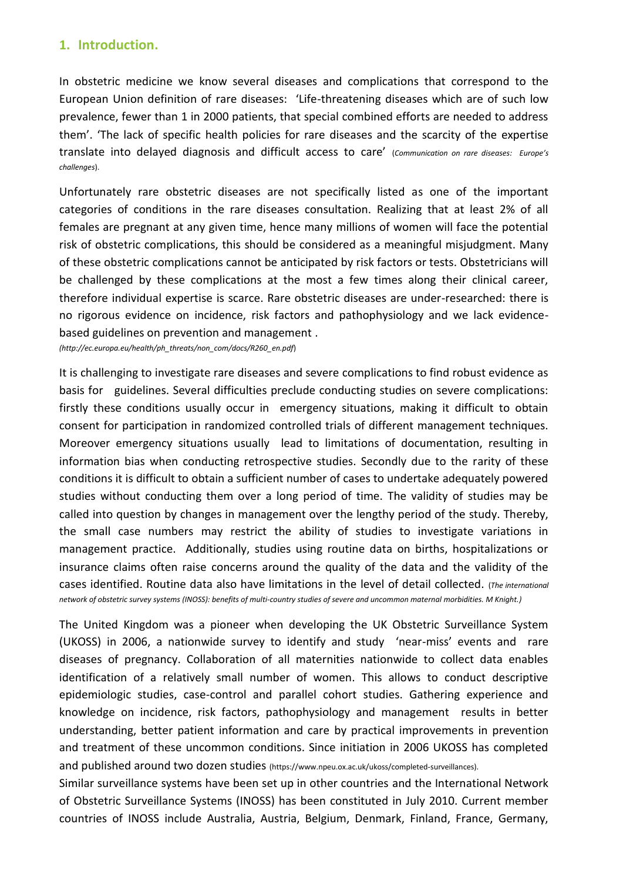## 1. Introduction.

In obstetric medicine we know several diseases and complications that correspond to the European Union definition of rare diseases: 'Life-threatening diseases which are of such low prevalence, fewer than 1 in 2000 patients, that special combined efforts are needed to address them'. 'The lack of specific health policies for rare diseases and the scarcity of the expertise translate into delayed diagnosis and difficult access to care' (*Communication on rare diseases: Europe's challenges*).

Unfortunately rare obstetric diseases are not specifically listed as one of the important categories of conditions in the rare diseases consultation. Realizing that at least 2% of all females are pregnant at any given time, hence many millions of women will face the potential risk of obstetric complications, this should be considered as a meaningful misjudgment. Many of these obstetric complications cannot be anticipated by risk factors or tests. Obstetricians will be challenged by these complications at the most a few times along their clinical career, therefore individual expertise is scarce. Rare obstetric diseases are under-researched: there is no rigorous evidence on incidence, risk factors and pathophysiology and we lack evidence-based guidelines on prevention and management .
*(http://ec.europa.eu/health/ph_threats/non_com/docs/R260_en.pdf*)

It is challenging to investigate rare diseases and severe complications to find robust evidence as basis for guidelines. Several difficulties preclude conducting studies on severe complications: firstly these conditions usually occur in emergency situations, making it difficult to obtain consent for participation in randomized controlled trials of different management techniques. Moreover emergency situations usually lead to limitations of documentation, resulting in information bias when conducting retrospective studies. Secondly due to the rarity of these conditions it is difficult to obtain a sufficient number of cases to undertake adequately powered studies without conducting them over a long period of time. The validity of studies may be called into question by changes in management over the lengthy period of the study. Thereby, the small case numbers may restrict the ability of studies to investigate variations in management practice. Additionally, studies using routine data on births, hospitalizations or insurance claims often raise concerns around the quality of the data and the validity of the cases identified. Routine data also have limitations in the level of detail collected. (*The international network of obstetric survey systems (INOSS): benefits of multi-country studies of severe and uncommon maternal morbidities. M Knight.)*

The United Kingdom was a pioneer when developing the UK Obstetric Surveillance System (UKOSS) in 2006, a nationwide survey to identify and study 'near-miss' events and rare diseases of pregnancy. Collaboration of all maternities nationwide to collect data enables identification of a relatively small number of women. This allows to conduct descriptive epidemiologic studies, case-control and parallel cohort studies. Gathering experience and knowledge on incidence, risk factors, pathophysiology and management results in better understanding, better patient information and care by practical improvements in prevention and treatment of these uncommon conditions. Since initiation in 2006 UKOSS has completed and published around two dozen studies (https://www.npeu.ox.ac.uk/ukoss/completed-surveillances).
Similar surveillance systems have been set up in other countries and the International Network of Obstetric Surveillance Systems (INOSS) has been constituted in July 2010. Current member countries of INOSS include Australia, Austria, Belgium, Denmark, Finland, France, Germany,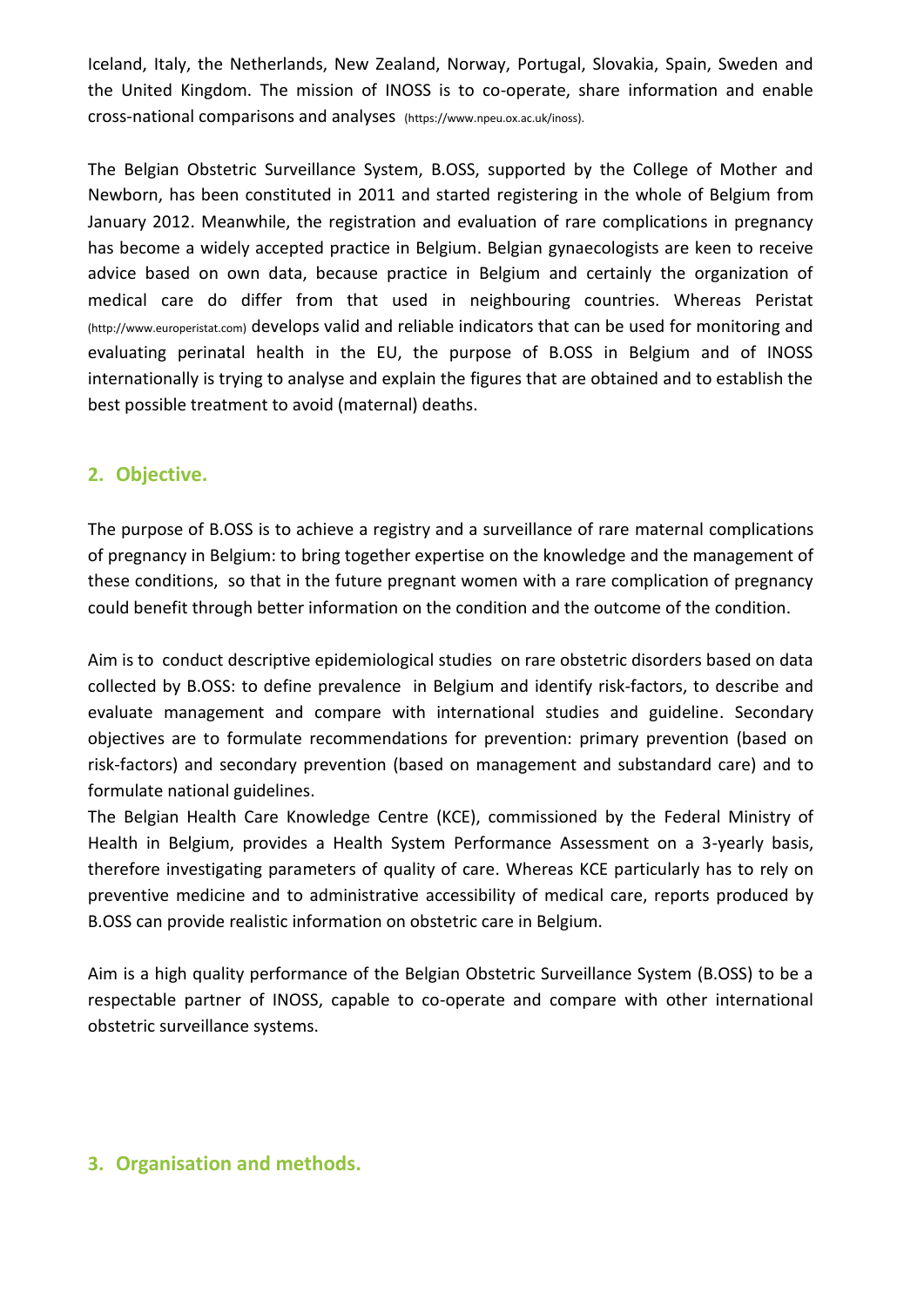Iceland, Italy, the Netherlands, New Zealand, Norway, Portugal, Slovakia, Spain, Sweden and the United Kingdom. The mission of INOSS is to co-operate, share information and enable cross-national comparisons and analyses (https://www.npeu.ox.ac.uk/inoss).

The Belgian Obstetric Surveillance System, B.OSS, supported by the College of Mother and Newborn, has been constituted in 2011 and started registering in the whole of Belgium from January 2012. Meanwhile, the registration and evaluation of rare complications in pregnancy has become a widely accepted practice in Belgium. Belgian gynaecologists are keen to receive advice based on own data, because practice in Belgium and certainly the organization of medical care do differ from that used in neighbouring countries. Whereas Peristat (http://www.europeristat.com) develops valid and reliable indicators that can be used for monitoring and evaluating perinatal health in the EU, the purpose of B.OSS in Belgium and of INOSS internationally is trying to analyse and explain the figures that are obtained and to establish the best possible treatment to avoid (maternal) deaths.

## 2. Objective.

The purpose of B.OSS is to achieve a registry and a surveillance of rare maternal complications of pregnancy in Belgium: to bring together expertise on the knowledge and the management of these conditions, so that in the future pregnant women with a rare complication of pregnancy could benefit through better information on the condition and the outcome of the condition.

Aim is to conduct descriptive epidemiological studies on rare obstetric disorders based on data collected by B.OSS: to define prevalence in Belgium and identify risk-factors, to describe and evaluate management and compare with international studies and guideline. Secondary objectives are to formulate recommendations for prevention: primary prevention (based on risk-factors) and secondary prevention (based on management and substandard care) and to formulate national guidelines.

The Belgian Health Care Knowledge Centre (KCE), commissioned by the Federal Ministry of Health in Belgium, provides a Health System Performance Assessment on a 3-yearly basis, therefore investigating parameters of quality of care. Whereas KCE particularly has to rely on preventive medicine and to administrative accessibility of medical care, reports produced by B.OSS can provide realistic information on obstetric care in Belgium.

Aim is a high quality performance of the Belgian Obstetric Surveillance System (B.OSS) to be a respectable partner of INOSS, capable to co-operate and compare with other international obstetric surveillance systems.

## 3. Organisation and methods.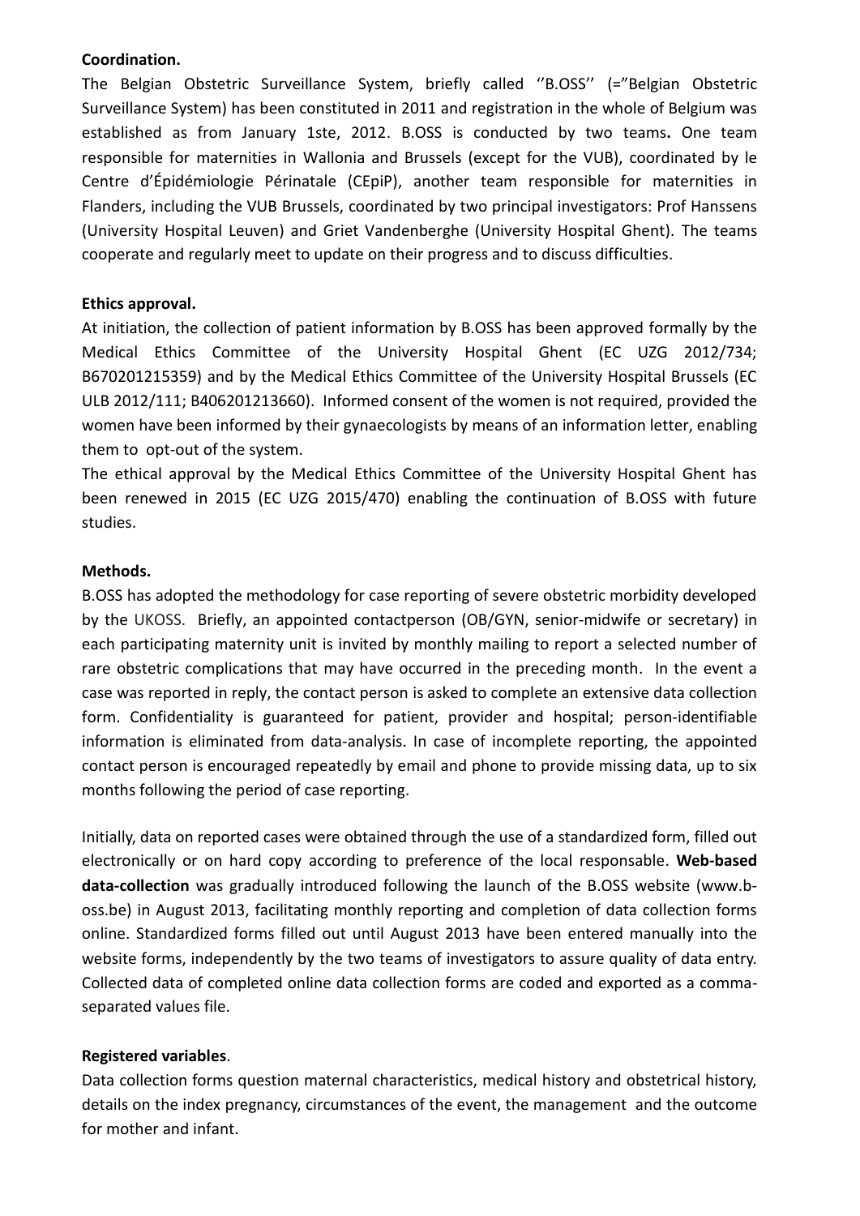**Coordination.**

The Belgian Obstetric Surveillance System, briefly called ''B.OSS'' (="Belgian Obstetric Surveillance System) has been constituted in 2011 and registration in the whole of Belgium was established as from January 1ste, 2012. B.OSS is conducted by two teams**.** One team responsible for maternities in Wallonia and Brussels (except for the VUB), coordinated by le Centre d'Épidémiologie Périnatale (CEpiP), another team responsible for maternities in Flanders, including the VUB Brussels, coordinated by two principal investigators: Prof Hanssens (University Hospital Leuven) and Griet Vandenberghe (University Hospital Ghent). The teams cooperate and regularly meet to update on their progress and to discuss difficulties.

**Ethics approval.**

At initiation, the collection of patient information by B.OSS has been approved formally by the Medical Ethics Committee of the University Hospital Ghent (EC UZG 2012/734; B670201215359) and by the Medical Ethics Committee of the University Hospital Brussels (EC ULB 2012/111; B406201213660). Informed consent of the women is not required, provided the women have been informed by their gynaecologists by means of an information letter, enabling them to opt-out of the system.

The ethical approval by the Medical Ethics Committee of the University Hospital Ghent has been renewed in 2015 (EC UZG 2015/470) enabling the continuation of B.OSS with future studies.

**Methods.**

B.OSS has adopted the methodology for case reporting of severe obstetric morbidity developed by the UKOSS. Briefly, an appointed contactperson (OB/GYN, senior-midwife or secretary) in each participating maternity unit is invited by monthly mailing to report a selected number of rare obstetric complications that may have occurred in the preceding month. In the event a case was reported in reply, the contact person is asked to complete an extensive data collection form. Confidentiality is guaranteed for patient, provider and hospital; person-identifiable information is eliminated from data-analysis. In case of incomplete reporting, the appointed contact person is encouraged repeatedly by email and phone to provide missing data, up to six months following the period of case reporting.

Initially, data on reported cases were obtained through the use of a standardized form, filled out electronically or on hard copy according to preference of the local responsable. **Web-based data-collection** was gradually introduced following the launch of the B.OSS website (www.b-oss.be) in August 2013, facilitating monthly reporting and completion of data collection forms online. Standardized forms filled out until August 2013 have been entered manually into the website forms, independently by the two teams of investigators to assure quality of data entry. Collected data of completed online data collection forms are coded and exported as a comma-separated values file.

**Registered variables**.

Data collection forms question maternal characteristics, medical history and obstetrical history, details on the index pregnancy, circumstances of the event, the management and the outcome for mother and infant.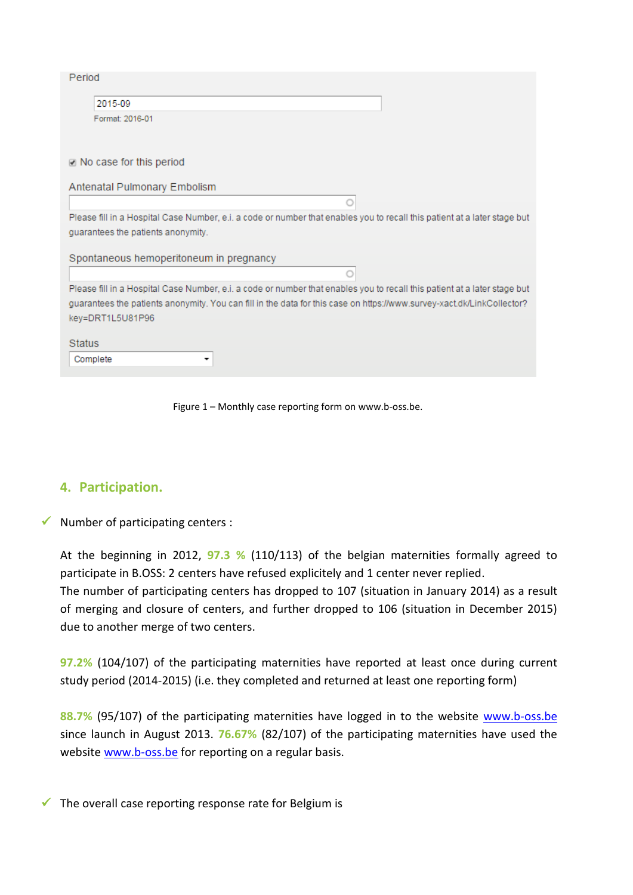Period

2015-09

Format: 2016-01

☑ No case for this period

Antenatal Pulmonary Embolism

Please fill in a Hospital Case Number, e.i. a code or number that enables you to recall this patient at a later stage but guarantees the patients anonymity.

Spontaneous hemoperitoneum in pregnancy

Please fill in a Hospital Case Number, e.i. a code or number that enables you to recall this patient at a later stage but guarantees the patients anonymity. You can fill in the data for this case on https://www.survey-xact.dk/LinkCollector?key=DRT1L5U81P96

Status

Complete

Figure 1 – Monthly case reporting form on www.b-oss.be.

## 4. Participation.

- Number of participating centers :

At the beginning in 2012, 97.3 % (110/113) of the belgian maternities formally agreed to participate in B.OSS: 2 centers have refused explicitely and 1 center never replied.
The number of participating centers has dropped to 107 (situation in January 2014) as a result of merging and closure of centers, and further dropped to 106 (situation in December 2015) due to another merge of two centers.

97.2% (104/107) of the participating maternities have reported at least once during current study period (2014-2015) (i.e. they completed and returned at least one reporting form)

88.7% (95/107) of the participating maternities have logged in to the website www.b-oss.be since launch in August 2013. 76.67% (82/107) of the participating maternities have used the website www.b-oss.be for reporting on a regular basis.

- The overall case reporting response rate for Belgium is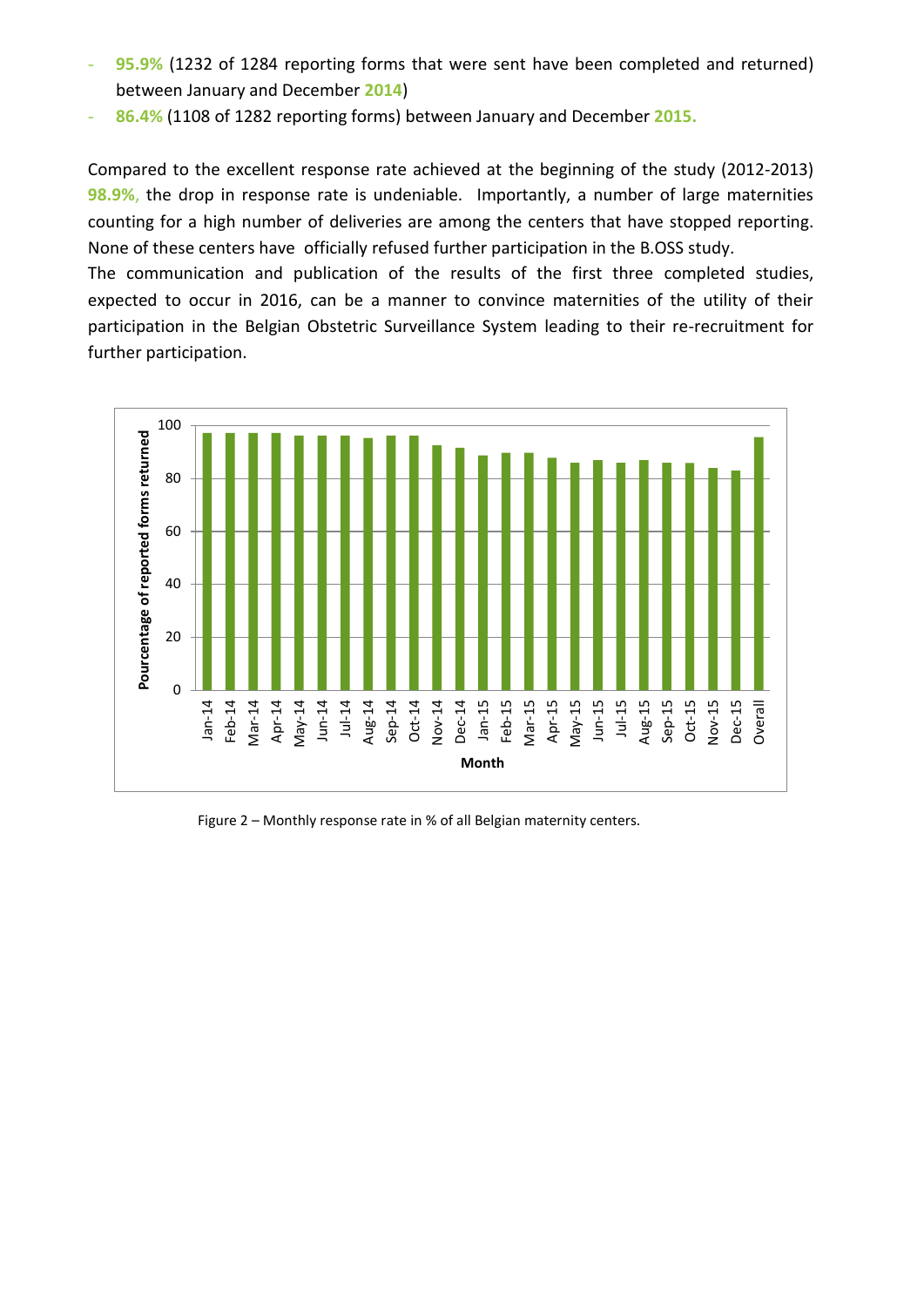- **95.9%** (1232 of 1284 reporting forms that were sent have been completed and returned) between January and December **2014**)
- **86.4%** (1108 of 1282 reporting forms) between January and December **2015.**

Compared to the excellent response rate achieved at the beginning of the study (2012-2013) **98.9%**, the drop in response rate is undeniable. Importantly, a number of large maternities counting for a high number of deliveries are among the centers that have stopped reporting. None of these centers have officially refused further participation in the B.OSS study.

The communication and publication of the results of the first three completed studies, expected to occur in 2016, can be a manner to convince maternities of the utility of their participation in the Belgian Obstetric Surveillance System leading to their re-recruitment for further participation.

Figure 2 – Monthly response rate in % of all Belgian maternity centers.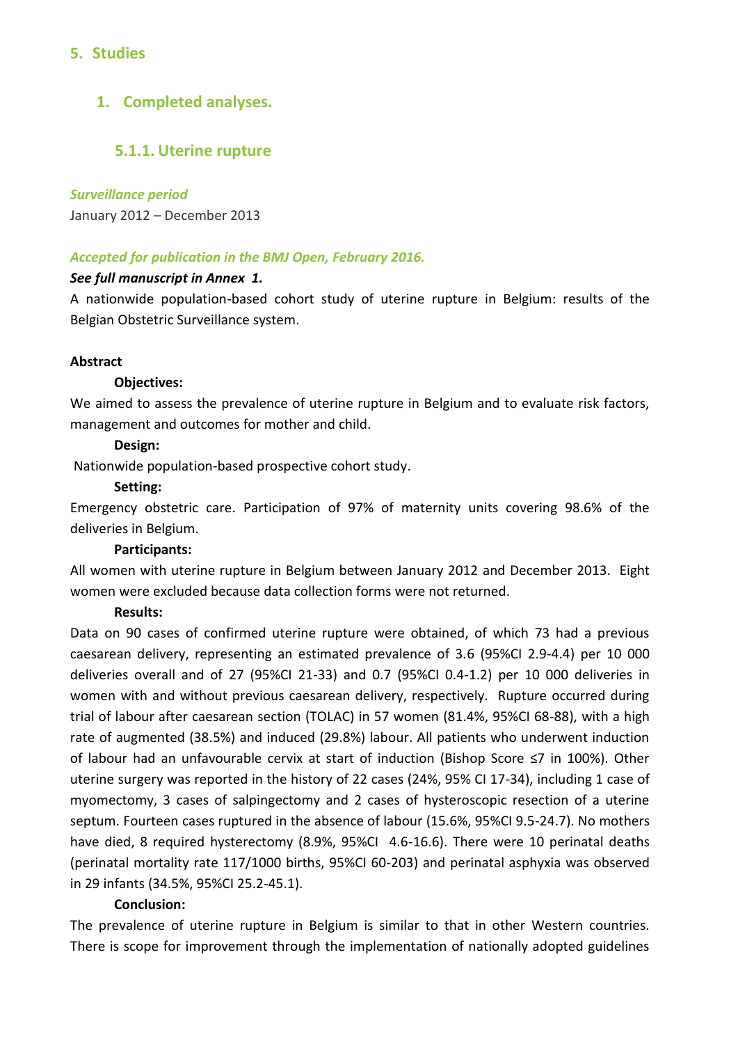## 5. Studies

### 1. Completed analyses.

#### 5.1.1. Uterine rupture

***Surveillance period***

January 2012 – December 2013

***Accepted for publication in the BMJ Open, February 2016.***

***See full manuscript in Annex 1.***

A nationwide population-based cohort study of uterine rupture in Belgium: results of the Belgian Obstetric Surveillance system.

**Abstract**

**Objectives:**

We aimed to assess the prevalence of uterine rupture in Belgium and to evaluate risk factors, management and outcomes for mother and child.

**Design:**

Nationwide population-based prospective cohort study.

**Setting:**

Emergency obstetric care. Participation of 97% of maternity units covering 98.6% of the deliveries in Belgium.

**Participants:**

All women with uterine rupture in Belgium between January 2012 and December 2013. Eight women were excluded because data collection forms were not returned.

**Results:**

Data on 90 cases of confirmed uterine rupture were obtained, of which 73 had a previous caesarean delivery, representing an estimated prevalence of 3.6 (95%CI 2.9-4.4) per 10 000 deliveries overall and of 27 (95%CI 21-33) and 0.7 (95%CI 0.4-1.2) per 10 000 deliveries in women with and without previous caesarean delivery, respectively. Rupture occurred during trial of labour after caesarean section (TOLAC) in 57 women (81.4%, 95%CI 68-88), with a high rate of augmented (38.5%) and induced (29.8%) labour. All patients who underwent induction of labour had an unfavourable cervix at start of induction (Bishop Score ≤7 in 100%). Other uterine surgery was reported in the history of 22 cases (24%, 95% CI 17-34), including 1 case of myomectomy, 3 cases of salpingectomy and 2 cases of hysteroscopic resection of a uterine septum. Fourteen cases ruptured in the absence of labour (15.6%, 95%CI 9.5-24.7). No mothers have died, 8 required hysterectomy (8.9%, 95%CI 4.6-16.6). There were 10 perinatal deaths (perinatal mortality rate 117/1000 births, 95%CI 60-203) and perinatal asphyxia was observed in 29 infants (34.5%, 95%CI 25.2-45.1).

**Conclusion:**

The prevalence of uterine rupture in Belgium is similar to that in other Western countries. There is scope for improvement through the implementation of nationally adopted guidelines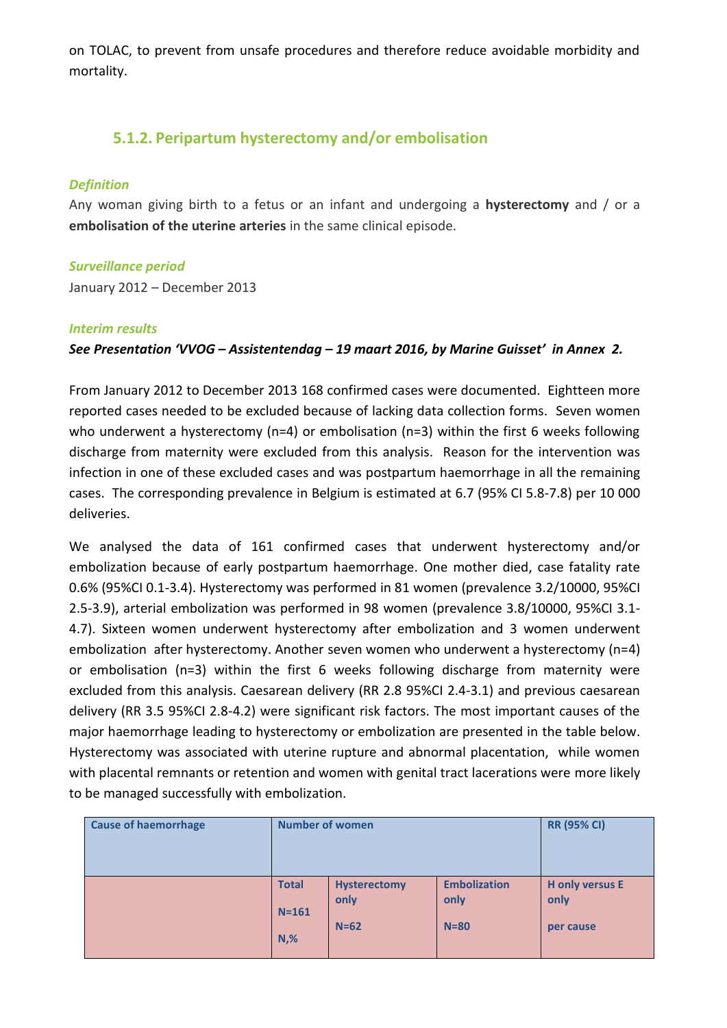on TOLAC, to prevent from unsafe procedures and therefore reduce avoidable morbidity and mortality.

### 5.1.2. Peripartum hysterectomy and/or embolisation

***Definition***

Any woman giving birth to a fetus or an infant and undergoing a **hysterectomy** and / or a **embolisation of the uterine arteries** in the same clinical episode.

***Surveillance period***

January 2012 – December 2013

***Interim results***

***See Presentation 'VVOG – Assistentendag – 19 maart 2016, by Marine Guisset' in Annex 2.***

From January 2012 to December 2013 168 confirmed cases were documented. Eighteen more reported cases needed to be excluded because of lacking data collection forms. Seven women who underwent a hysterectomy (n=4) or embolisation (n=3) within the first 6 weeks following discharge from maternity were excluded from this analysis. Reason for the intervention was infection in one of these excluded cases and was postpartum haemorrhage in all the remaining cases. The corresponding prevalence in Belgium is estimated at 6.7 (95% CI 5.8-7.8) per 10 000 deliveries.

We analysed the data of 161 confirmed cases that underwent hysterectomy and/or embolization because of early postpartum haemorrhage. One mother died, case fatality rate 0.6% (95%CI 0.1-3.4). Hysterectomy was performed in 81 women (prevalence 3.2/10000, 95%CI 2.5-3.9), arterial embolization was performed in 98 women (prevalence 3.8/10000, 95%CI 3.1-4.7). Sixteen women underwent hysterectomy after embolization and 3 women underwent embolization after hysterectomy. Another seven women who underwent a hysterectomy (n=4) or embolisation (n=3) within the first 6 weeks following discharge from maternity were excluded from this analysis. Caesarean delivery (RR 2.8 95%CI 2.4-3.1) and previous caesarean delivery (RR 3.5 95%CI 2.8-4.2) were significant risk factors. The most important causes of the major haemorrhage leading to hysterectomy or embolization are presented in the table below. Hysterectomy was associated with uterine rupture and abnormal placentation, while women with placental remnants or retention and women with genital tract lacerations were more likely to be managed successfully with embolization.

| Cause of haemorrhage | Number of women | | | RR (95% CI) |
|---|---|---|---|---|
| | Total N=161 N,% | Hysterectomy only N=62 | Embolization only N=80 | H only versus E only per cause |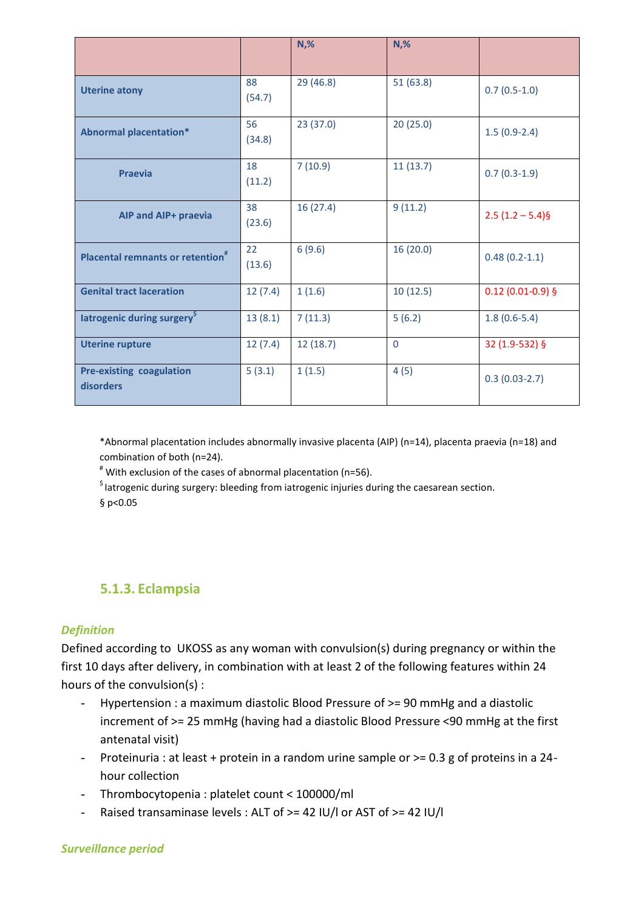| | | N,% | N,% | |
|---|---|---|---|---|
| **Uterine atony** | 88 (54.7) | 29 (46.8) | 51 (63.8) | 0.7 (0.5-1.0) |
| **Abnormal placentation*** | 56 (34.8) | 23 (37.0) | 20 (25.0) | 1.5 (0.9-2.4) |
| **Praevia** | 18 (11.2) | 7 (10.9) | 11 (13.7) | 0.7 (0.3-1.9) |
| **AIP and AIP+ praevia** | 38 (23.6) | 16 (27.4) | 9 (11.2) | 2.5 (1.2 – 5.4)§ |
| **Placental remnants or retention#** | 22 (13.6) | 6 (9.6) | 16 (20.0) | 0.48 (0.2-1.1) |
| **Genital tract laceration** | 12 (7.4) | 1 (1.6) | 10 (12.5) | 0.12 (0.01-0.9) § |
| **Iatrogenic during surgery$** | 13 (8.1) | 7 (11.3) | 5 (6.2) | 1.8 (0.6-5.4) |
| **Uterine rupture** | 12 (7.4) | 12 (18.7) | 0 | 32 (1.9-532) § |
| **Pre-existing coagulation disorders** | 5 (3.1) | 1 (1.5) | 4 (5) | 0.3 (0.03-2.7) |

*Abnormal placentation includes abnormally invasive placenta (AIP) (n=14), placenta praevia (n=18) and combination of both (n=24).

# With exclusion of the cases of abnormal placentation (n=56).

$ Iatrogenic during surgery: bleeding from iatrogenic injuries during the caesarean section.

§ $p<0.05$

### 5.1.3. Eclampsia

*Definition*

Defined according to UKOSS as any woman with convulsion(s) during pregnancy or within the first 10 days after delivery, in combination with at least 2 of the following features within 24 hours of the convulsion(s) :

- Hypertension : a maximum diastolic Blood Pressure of >= 90 mmHg and a diastolic increment of >= 25 mmHg (having had a diastolic Blood Pressure <90 mmHg at the first antenatal visit)
- Proteinuria : at least + protein in a random urine sample or >= 0.3 g of proteins in a 24-hour collection
- Thrombocytopenia : platelet count < 100000/ml
- Raised transaminase levels : ALT of >= 42 IU/l or AST of >= 42 IU/l

*Surveillance period*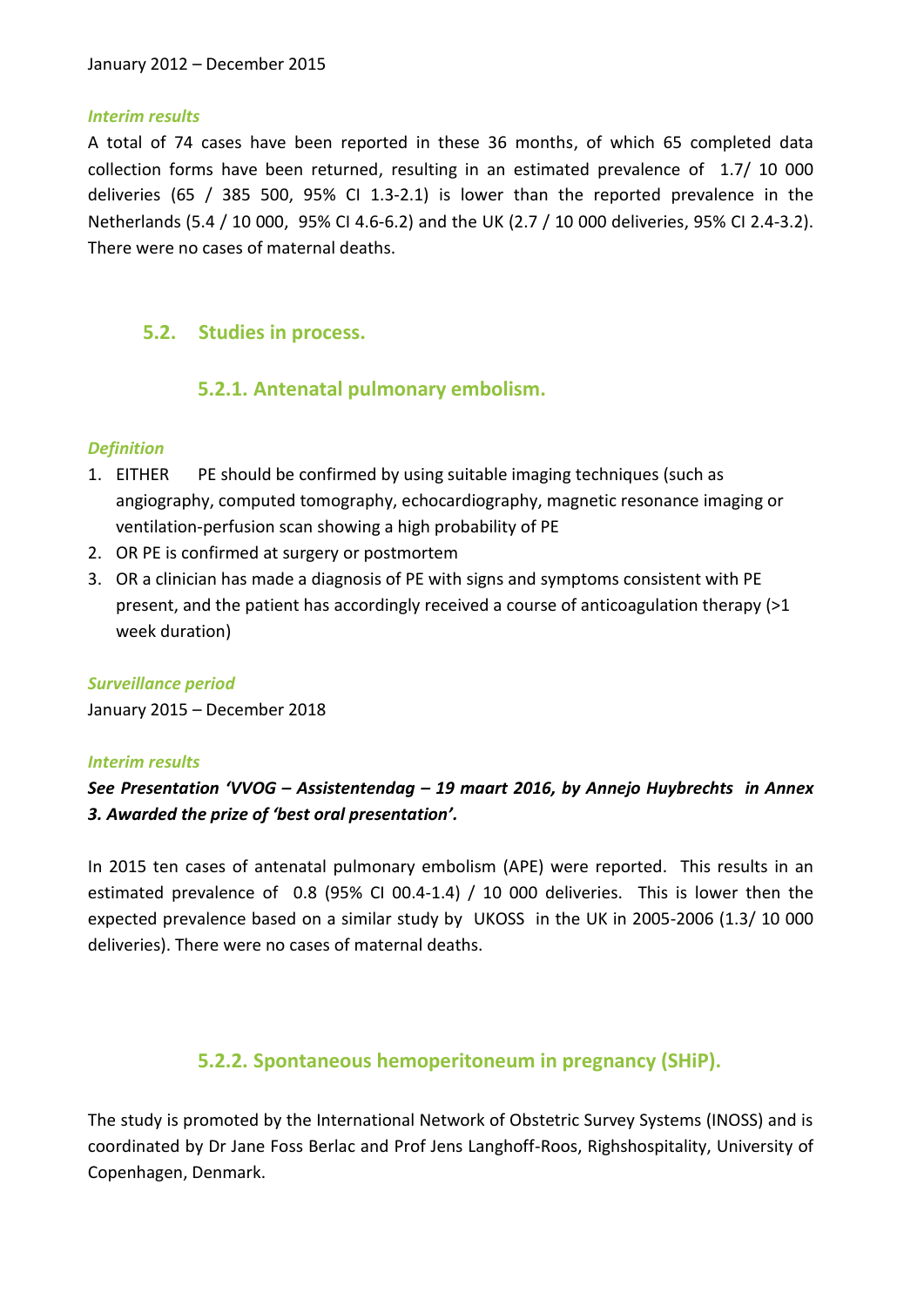January 2012 – December 2015

*Interim results*

A total of 74 cases have been reported in these 36 months, of which 65 completed data collection forms have been returned, resulting in an estimated prevalence of 1.7/ 10 000 deliveries (65 / 385 500, 95% CI 1.3-2.1) is lower than the reported prevalence in the Netherlands (5.4 / 10 000, 95% CI 4.6-6.2) and the UK (2.7 / 10 000 deliveries, 95% CI 2.4-3.2). There were no cases of maternal deaths.

## 5.2. Studies in process.

### 5.2.1. Antenatal pulmonary embolism.

*Definition*

1. EITHER PE should be confirmed by using suitable imaging techniques (such as angiography, computed tomography, echocardiography, magnetic resonance imaging or ventilation-perfusion scan showing a high probability of PE
2. OR PE is confirmed at surgery or postmortem
3. OR a clinician has made a diagnosis of PE with signs and symptoms consistent with PE present, and the patient has accordingly received a course of anticoagulation therapy (>1 week duration)

*Surveillance period*

January 2015 – December 2018

*Interim results*

***See Presentation 'VVOG – Assistentendag – 19 maart 2016, by Annejo Huybrechts in Annex 3. Awarded the prize of 'best oral presentation'.***

In 2015 ten cases of antenatal pulmonary embolism (APE) were reported. This results in an estimated prevalence of 0.8 (95% CI 00.4-1.4) / 10 000 deliveries. This is lower then the expected prevalence based on a similar study by UKOSS in the UK in 2005-2006 (1.3/ 10 000 deliveries). There were no cases of maternal deaths.

### 5.2.2. Spontaneous hemoperitoneum in pregnancy (SHiP).

The study is promoted by the International Network of Obstetric Survey Systems (INOSS) and is coordinated by Dr Jane Foss Berlac and Prof Jens Langhoff-Roos, Righshospitality, University of Copenhagen, Denmark.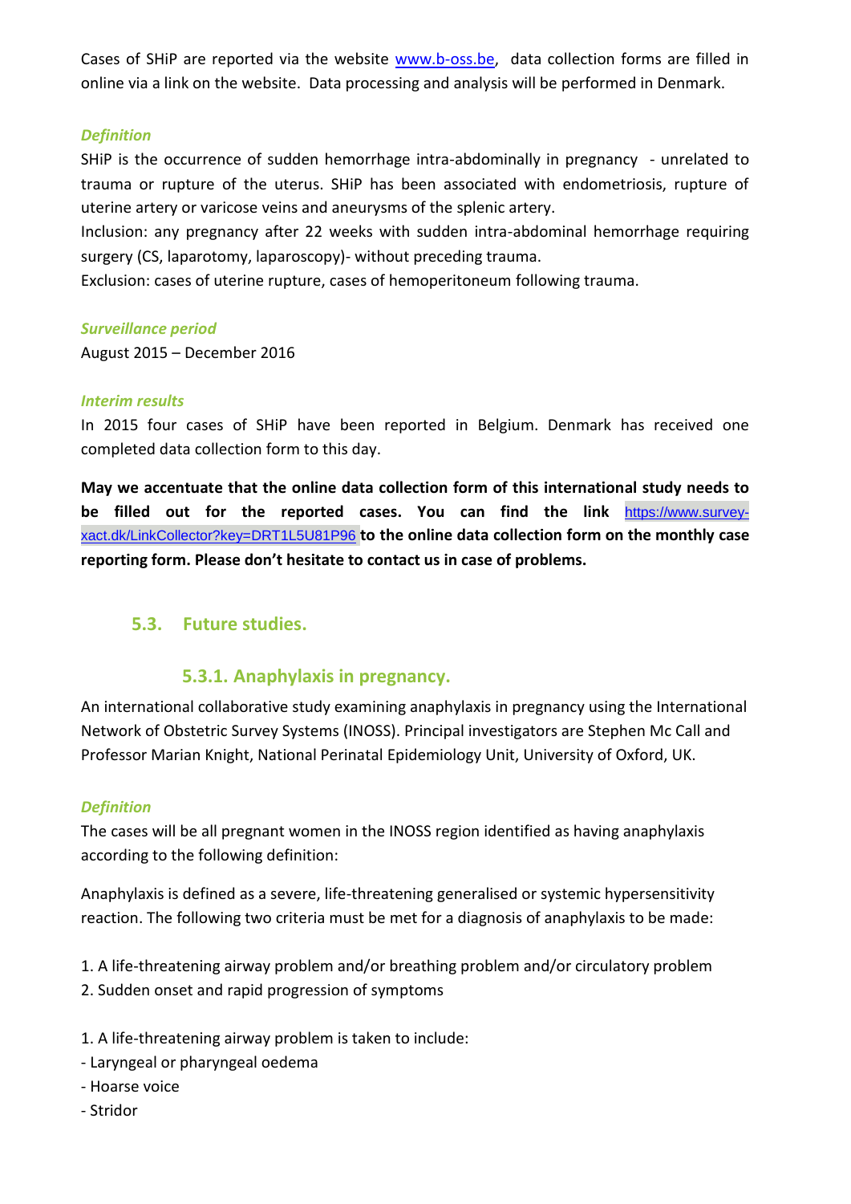Cases of SHiP are reported via the website [www.b-oss.be](http://www.b-oss.be), data collection forms are filled in online via a link on the website. Data processing and analysis will be performed in Denmark.

*Definition*

SHiP is the occurrence of sudden hemorrhage intra-abdominally in pregnancy - unrelated to trauma or rupture of the uterus. SHiP has been associated with endometriosis, rupture of uterine artery or varicose veins and aneurysms of the splenic artery.

Inclusion: any pregnancy after 22 weeks with sudden intra-abdominal hemorrhage requiring surgery (CS, laparotomy, laparoscopy)- without preceding trauma.

Exclusion: cases of uterine rupture, cases of hemoperitoneum following trauma.

*Surveillance period*

August 2015 – December 2016

*Interim results*

In 2015 four cases of SHiP have been reported in Belgium. Denmark has received one completed data collection form to this day.

**May we accentuate that the online data collection form of this international study needs to be filled out for the reported cases. You can find the link** [https://www.survey-xact.dk/LinkCollector?key=DRT1L5U81P96](https://www.survey-xact.dk/LinkCollector?key=DRT1L5U81P96) **to the online data collection form on the monthly case reporting form. Please don't hesitate to contact us in case of problems.**

## 5.3. Future studies.

### 5.3.1. Anaphylaxis in pregnancy.

An international collaborative study examining anaphylaxis in pregnancy using the International Network of Obstetric Survey Systems (INOSS). Principal investigators are Stephen Mc Call and Professor Marian Knight, National Perinatal Epidemiology Unit, University of Oxford, UK.

*Definition*

The cases will be all pregnant women in the INOSS region identified as having anaphylaxis according to the following definition:

Anaphylaxis is defined as a severe, life-threatening generalised or systemic hypersensitivity reaction. The following two criteria must be met for a diagnosis of anaphylaxis to be made:

1. A life-threatening airway problem and/or breathing problem and/or circulatory problem
2. Sudden onset and rapid progression of symptoms

1. A life-threatening airway problem is taken to include:
- Laryngeal or pharyngeal oedema
- Hoarse voice
- Stridor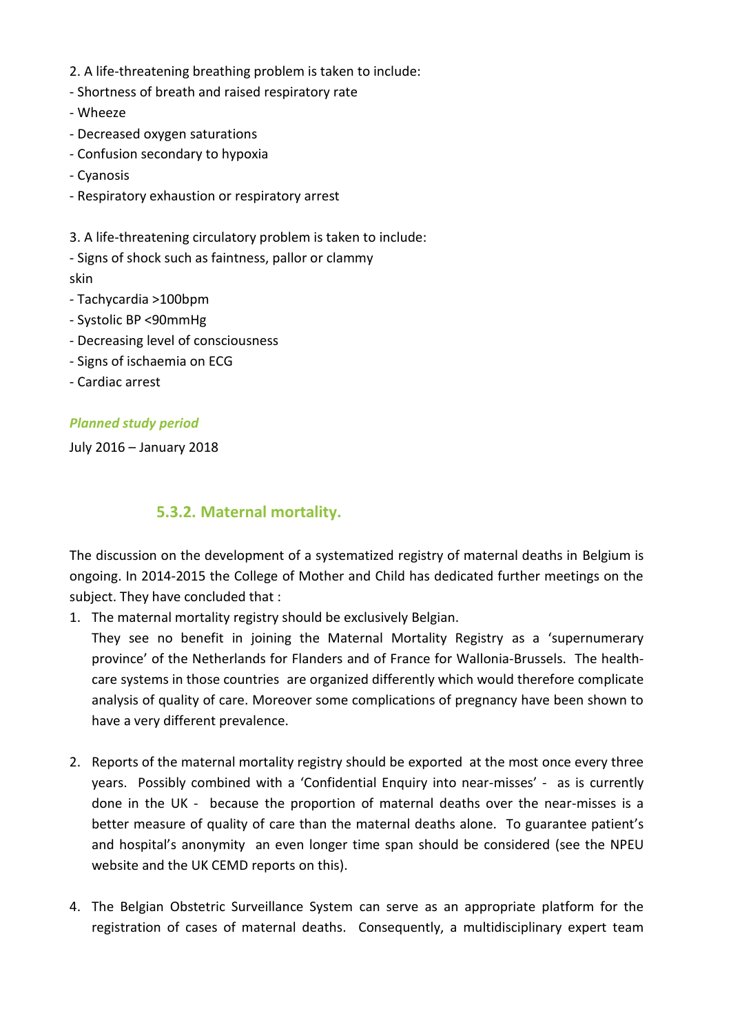2. A life-threatening breathing problem is taken to include:
- Shortness of breath and raised respiratory rate
- Wheeze
- Decreased oxygen saturations
- Confusion secondary to hypoxia
- Cyanosis
- Respiratory exhaustion or respiratory arrest

3. A life-threatening circulatory problem is taken to include:
- Signs of shock such as faintness, pallor or clammy skin
- Tachycardia >100bpm
- Systolic BP <90mmHg
- Decreasing level of consciousness
- Signs of ischaemia on ECG
- Cardiac arrest

***Planned study period***

July 2016 – January 2018

### 5.3.2. Maternal mortality.

The discussion on the development of a systematized registry of maternal deaths in Belgium is ongoing. In 2014-2015 the College of Mother and Child has dedicated further meetings on the subject. They have concluded that :

1. The maternal mortality registry should be exclusively Belgian.
   They see no benefit in joining the Maternal Mortality Registry as a 'supernumerary province' of the Netherlands for Flanders and of France for Wallonia-Brussels. The health-care systems in those countries are organized differently which would therefore complicate analysis of quality of care. Moreover some complications of pregnancy have been shown to have a very different prevalence.

2. Reports of the maternal mortality registry should be exported at the most once every three years. Possibly combined with a 'Confidential Enquiry into near-misses' - as is currently done in the UK - because the proportion of maternal deaths over the near-misses is a better measure of quality of care than the maternal deaths alone. To guarantee patient's and hospital's anonymity an even longer time span should be considered (see the NPEU website and the UK CEMD reports on this).

4. The Belgian Obstetric Surveillance System can serve as an appropriate platform for the registration of cases of maternal deaths. Consequently, a multidisciplinary expert team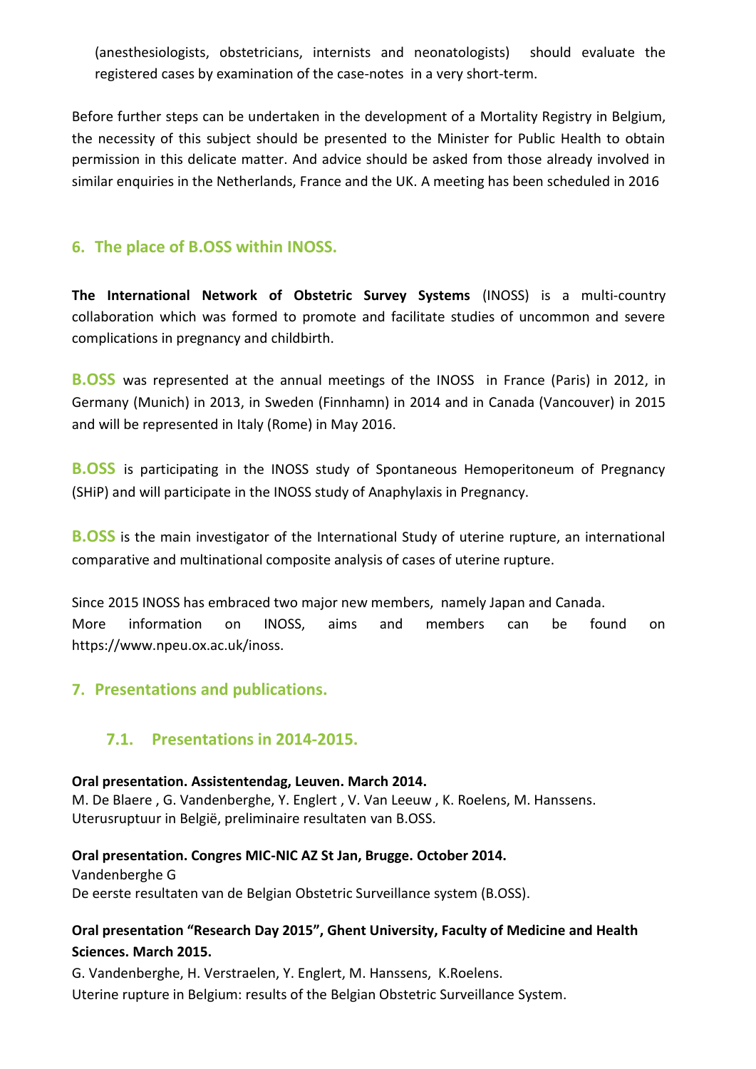(anesthesiologists, obstetricians, internists and neonatologists) should evaluate the registered cases by examination of the case-notes in a very short-term.

Before further steps can be undertaken in the development of a Mortality Registry in Belgium, the necessity of this subject should be presented to the Minister for Public Health to obtain permission in this delicate matter. And advice should be asked from those already involved in similar enquiries in the Netherlands, France and the UK. A meeting has been scheduled in 2016

## 6. The place of B.OSS within INOSS.

**The International Network of Obstetric Survey Systems** (INOSS) is a multi-country collaboration which was formed to promote and facilitate studies of uncommon and severe complications in pregnancy and childbirth.

**B.OSS** was represented at the annual meetings of the INOSS in France (Paris) in 2012, in Germany (Munich) in 2013, in Sweden (Finnhamn) in 2014 and in Canada (Vancouver) in 2015 and will be represented in Italy (Rome) in May 2016.

**B.OSS** is participating in the INOSS study of Spontaneous Hemoperitoneum of Pregnancy (SHiP) and will participate in the INOSS study of Anaphylaxis in Pregnancy.

**B.OSS** is the main investigator of the International Study of uterine rupture, an international comparative and multinational composite analysis of cases of uterine rupture.

Since 2015 INOSS has embraced two major new members, namely Japan and Canada.
More information on INOSS, aims and members can be found on https://www.npeu.ox.ac.uk/inoss.

## 7. Presentations and publications.

### 7.1. Presentations in 2014-2015.

**Oral presentation. Assistentendag, Leuven. March 2014.**
M. De Blaere , G. Vandenberghe, Y. Englert , V. Van Leeuw , K. Roelens, M. Hanssens.
Uterusruptuur in België, preliminaire resultaten van B.OSS.

**Oral presentation. Congres MIC-NIC AZ St Jan, Brugge. October 2014.**
Vandenberghe G
De eerste resultaten van de Belgian Obstetric Surveillance system (B.OSS).

**Oral presentation "Research Day 2015", Ghent University, Faculty of Medicine and Health Sciences. March 2015.**
G. Vandenberghe, H. Verstraelen, Y. Englert, M. Hanssens, K.Roelens.
Uterine rupture in Belgium: results of the Belgian Obstetric Surveillance System.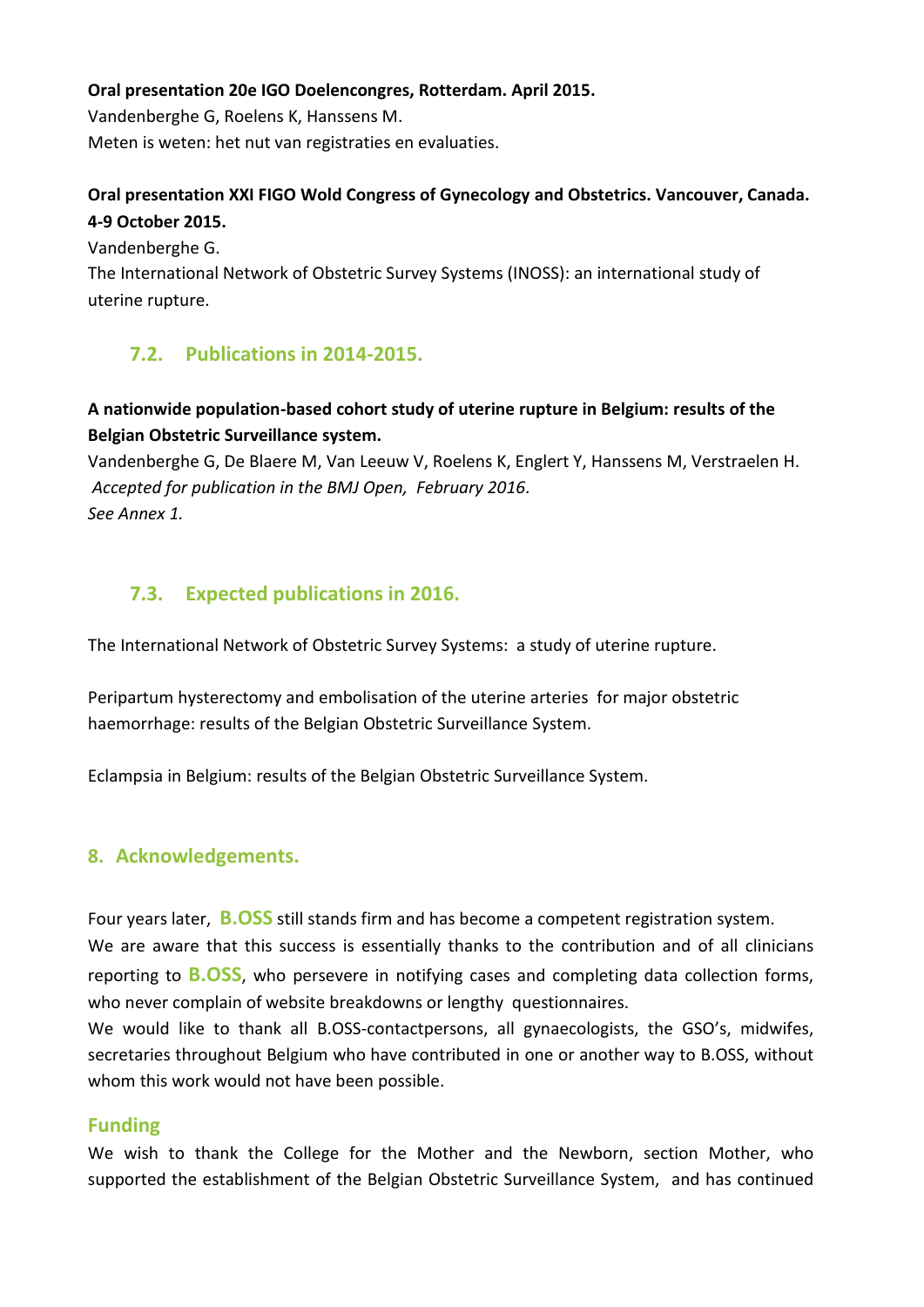**Oral presentation 20e IGO Doelencongres, Rotterdam. April 2015.**
Vandenberghe G, Roelens K, Hanssens M.
Meten is weten: het nut van registraties en evaluaties.

**Oral presentation XXI FIGO Wold Congress of Gynecology and Obstetrics. Vancouver, Canada. 4-9 October 2015.**
Vandenberghe G.
The International Network of Obstetric Survey Systems (INOSS): an international study of uterine rupture.

### 7.2. Publications in 2014-2015.

**A nationwide population-based cohort study of uterine rupture in Belgium: results of the Belgian Obstetric Surveillance system.**
Vandenberghe G, De Blaere M, Van Leeuw V, Roelens K, Englert Y, Hanssens M, Verstraelen H.
*Accepted for publication in the BMJ Open, February 2016.*
*See Annex 1.*

### 7.3. Expected publications in 2016.

The International Network of Obstetric Survey Systems: a study of uterine rupture.

Peripartum hysterectomy and embolisation of the uterine arteries for major obstetric haemorrhage: results of the Belgian Obstetric Surveillance System.

Eclampsia in Belgium: results of the Belgian Obstetric Surveillance System.

## 8. Acknowledgements.

Four years later, **B.OSS** still stands firm and has become a competent registration system.
We are aware that this success is essentially thanks to the contribution and of all clinicians reporting to **B.OSS**, who persevere in notifying cases and completing data collection forms, who never complain of website breakdowns or lengthy questionnaires.
We would like to thank all B.OSS-contactpersons, all gynaecologists, the GSO's, midwifes, secretaries throughout Belgium who have contributed in one or another way to B.OSS, without whom this work would not have been possible.

### Funding

We wish to thank the College for the Mother and the Newborn, section Mother, who supported the establishment of the Belgian Obstetric Surveillance System, and has continued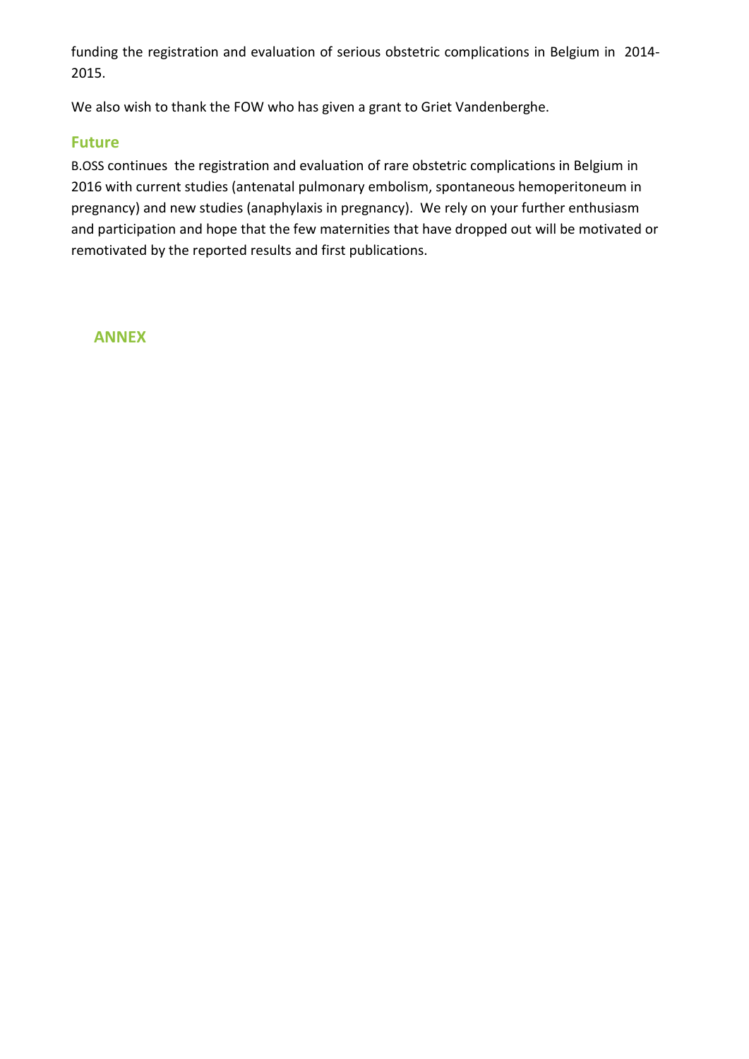funding the registration and evaluation of serious obstetric complications in Belgium in 2014-2015.

We also wish to thank the FOW who has given a grant to Griet Vandenberghe.

## Future

B.OSS continues the registration and evaluation of rare obstetric complications in Belgium in 2016 with current studies (antenatal pulmonary embolism, spontaneous hemoperitoneum in pregnancy) and new studies (anaphylaxis in pregnancy). We rely on your further enthusiasm and participation and hope that the few maternities that have dropped out will be motivated or remotivated by the reported results and first publications.

## ANNEX